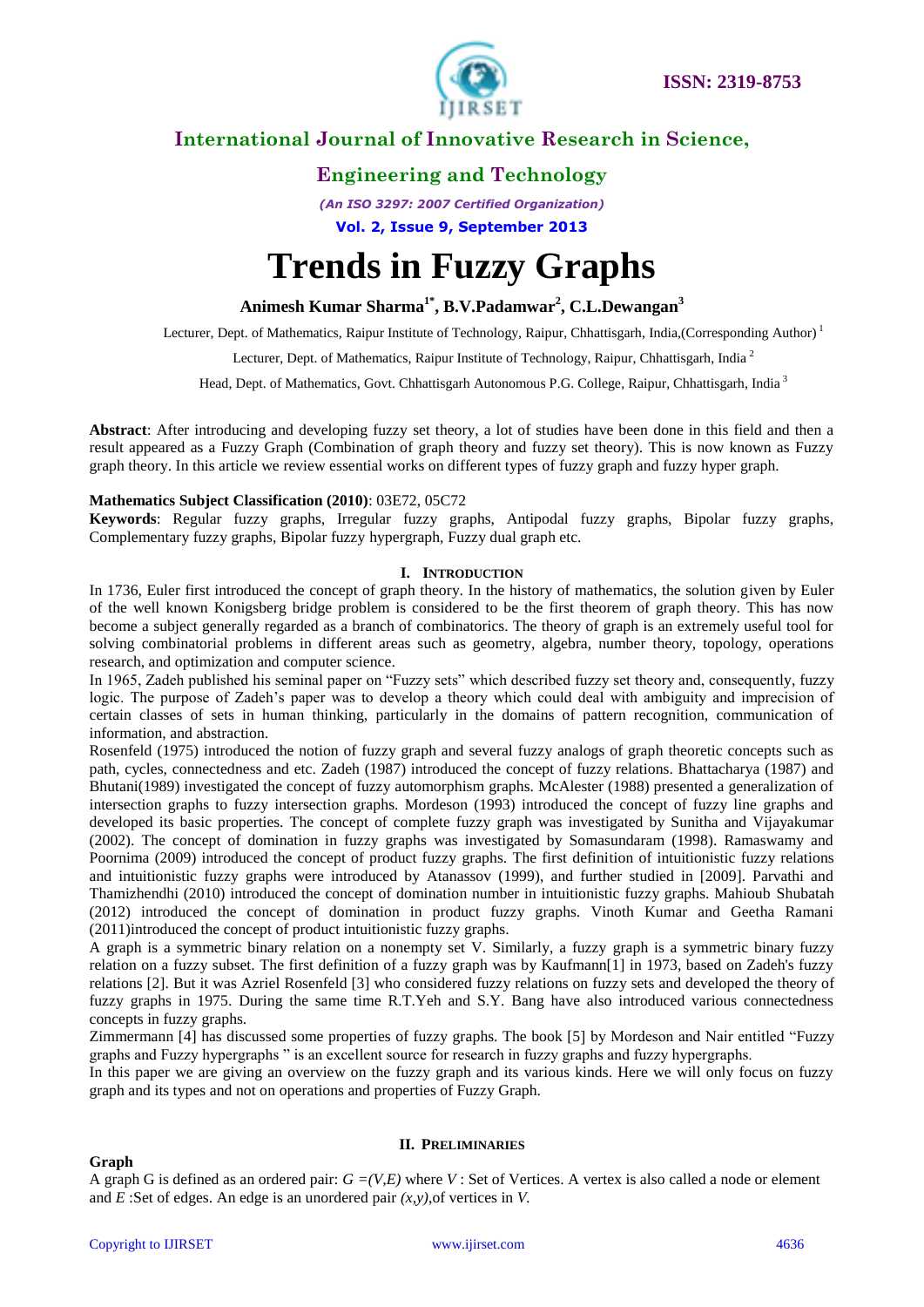# Trends in Fuzzy Graphs

**Animesh Kumar Sharma[1*], B.V.Padamwar[2], C.L.Dewangan[3]**

Lecturer, Dept. of Mathematics, Raipur Institute of Technology, Raipur, Chhattisgarh, India,(Corresponding Author) [1]

Lecturer, Dept. of Mathematics, Raipur Institute of Technology, Raipur, Chhattisgarh, India [2]

Head, Dept. of Mathematics, Govt. Chhattisgarh Autonomous P.G. College, Raipur, Chhattisgarh, India [3]

**Abstract**: After introducing and developing fuzzy set theory, a lot of studies have been done in this field and then a result appeared as a Fuzzy Graph (Combination of graph theory and fuzzy set theory). This is now known as Fuzzy graph theory. In this article we review essential works on different types of fuzzy graph and fuzzy hyper graph.

**Mathematics Subject Classification (2010)**: 03E72, 05C72

**Keywords**: Regular fuzzy graphs, Irregular fuzzy graphs, Antipodal fuzzy graphs, Bipolar fuzzy graphs, Complementary fuzzy graphs, Bipolar fuzzy hypergraph, Fuzzy dual graph etc.

## I. Introduction

In 1736, Euler first introduced the concept of graph theory. In the history of mathematics, the solution given by Euler of the well known Konigsberg bridge problem is considered to be the first theorem of graph theory. This has now become a subject generally regarded as a branch of combinatorics. The theory of graph is an extremely useful tool for solving combinatorial problems in different areas such as geometry, algebra, number theory, topology, operations research, and optimization and computer science.

In 1965, Zadeh published his seminal paper on "Fuzzy sets" which described fuzzy set theory and, consequently, fuzzy logic. The purpose of Zadeh's paper was to develop a theory which could deal with ambiguity and imprecision of certain classes of sets in human thinking, particularly in the domains of pattern recognition, communication of information, and abstraction.

Rosenfeld (1975) introduced the notion of fuzzy graph and several fuzzy analogs of graph theoretic concepts such as path, cycles, connectedness and etc. Zadeh (1987) introduced the concept of fuzzy relations. Bhattacharya (1987) and Bhutani(1989) investigated the concept of fuzzy automorphism graphs. McAlester (1988) presented a generalization of intersection graphs to fuzzy intersection graphs. Mordeson (1993) introduced the concept of fuzzy line graphs and developed its basic properties. The concept of complete fuzzy graph was investigated by Sunitha and Vijayakumar (2002). The concept of domination in fuzzy graphs was investigated by Somasundaram (1998). Ramaswamy and Poornima (2009) introduced the concept of product fuzzy graphs. The first definition of intuitionistic fuzzy relations and intuitionistic fuzzy graphs were introduced by Atanassov (1999), and further studied in [2009]. Parvathi and Thamizhendhi (2010) introduced the concept of domination number in intuitionistic fuzzy graphs. Mahioub Shubatah (2012) introduced the concept of domination in product fuzzy graphs. Vinoth Kumar and Geetha Ramani (2011)introduced the concept of product intuitionistic fuzzy graphs.

A graph is a symmetric binary relation on a nonempty set V. Similarly, a fuzzy graph is a symmetric binary fuzzy relation on a fuzzy subset. The first definition of a fuzzy graph was by Kaufmann[1] in 1973, based on Zadeh's fuzzy relations [2]. But it was Azriel Rosenfeld [3] who considered fuzzy relations on fuzzy sets and developed the theory of fuzzy graphs in 1975. During the same time R.T.Yeh and S.Y. Bang have also introduced various connectedness concepts in fuzzy graphs.

Zimmermann [4] has discussed some properties of fuzzy graphs. The book [5] by Mordeson and Nair entitled "Fuzzy graphs and Fuzzy hypergraphs " is an excellent source for research in fuzzy graphs and fuzzy hypergraphs.

In this paper we are giving an overview on the fuzzy graph and its various kinds. Here we will only focus on fuzzy graph and its types and not on operations and properties of Fuzzy Graph.

## II. Preliminaries

**Graph**

A graph G is defined as an ordered pair: $G = (V,E)$ where $V$ : Set of Vertices. A vertex is also called a node or element and $E$ :Set of edges. An edge is an unordered pair $(x,y)$,of vertices in $V$.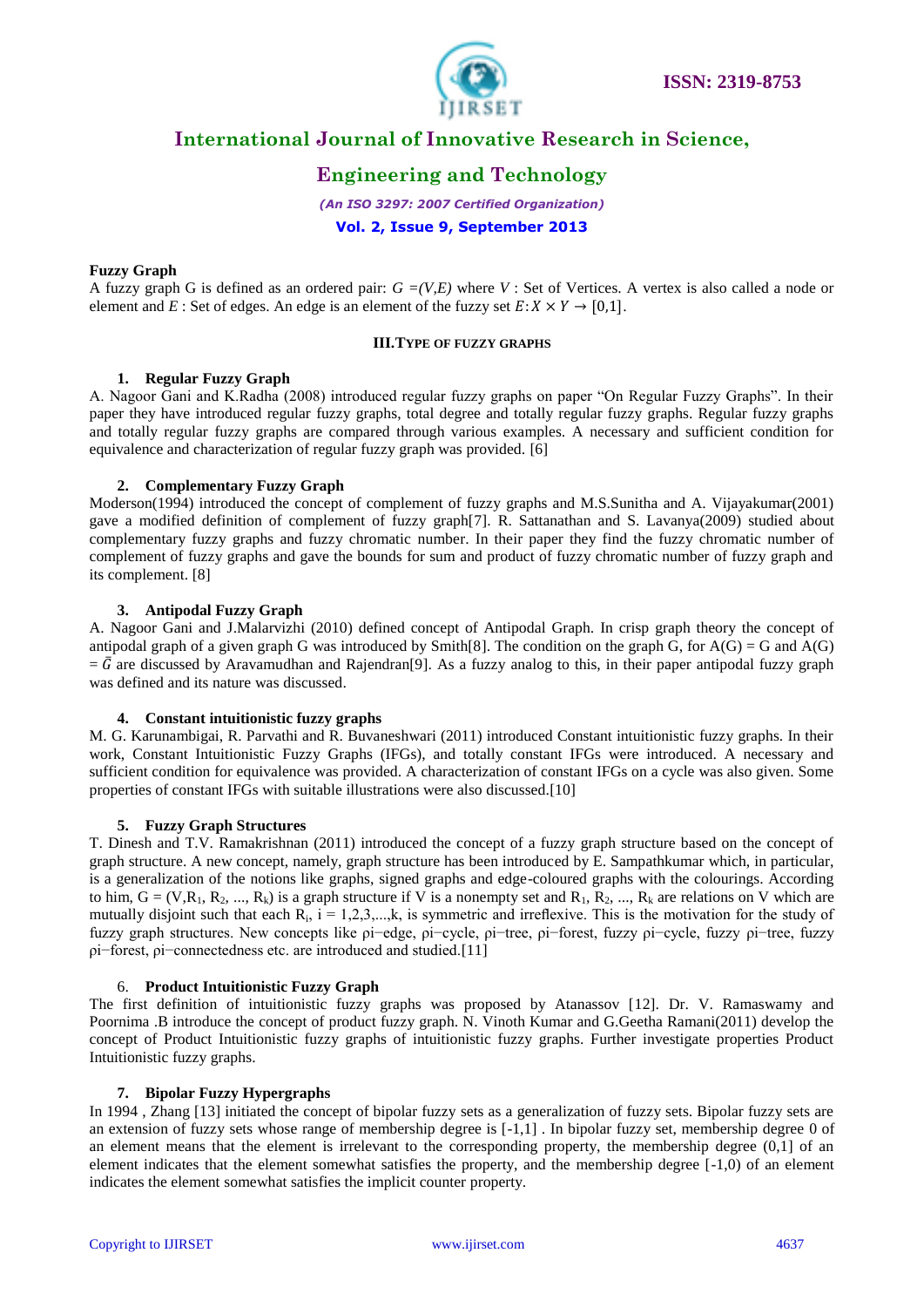**Fuzzy Graph**

A fuzzy graph G is defined as an ordered pair: $G = (V,E)$ where $V$ : Set of Vertices. A vertex is also called a node or element and $E$ : Set of edges. An edge is an element of the fuzzy set $E: X \times Y \rightarrow [0,1]$.

## III. TYPE OF FUZZY GRAPHS

### 1. Regular Fuzzy Graph

A. Nagoor Gani and K.Radha (2008) introduced regular fuzzy graphs on paper "On Regular Fuzzy Graphs". In their paper they have introduced regular fuzzy graphs, total degree and totally regular fuzzy graphs. Regular fuzzy graphs and totally regular fuzzy graphs are compared through various examples. A necessary and sufficient condition for equivalence and characterization of regular fuzzy graph was provided. [6]

### 2. Complementary Fuzzy Graph

Moderson(1994) introduced the concept of complement of fuzzy graphs and M.S.Sunitha and A. Vijayakumar(2001) gave a modified definition of complement of fuzzy graph[7]. R. Sattanathan and S. Lavanya(2009) studied about complementary fuzzy graphs and fuzzy chromatic number. In their paper they find the fuzzy chromatic number of complement of fuzzy graphs and gave the bounds for sum and product of fuzzy chromatic number of fuzzy graph and its complement. [8]

### 3. Antipodal Fuzzy Graph

A. Nagoor Gani and J.Malarvizhi (2010) defined concept of Antipodal Graph. In crisp graph theory the concept of antipodal graph of a given graph G was introduced by Smith[8]. The condition on the graph G, for A(G) = G and A(G) = $\bar{G}$ are discussed by Aravamudhan and Rajendran[9]. As a fuzzy analog to this, in their paper antipodal fuzzy graph was defined and its nature was discussed.

### 4. Constant intuitionistic fuzzy graphs

M. G. Karunambigai, R. Parvathi and R. Buvaneshwari (2011) introduced Constant intuitionistic fuzzy graphs. In their work, Constant Intuitionistic Fuzzy Graphs (IFGs), and totally constant IFGs were introduced. A necessary and sufficient condition for equivalence was provided. A characterization of constant IFGs on a cycle was also given. Some properties of constant IFGs with suitable illustrations were also discussed.[10]

### 5. Fuzzy Graph Structures

T. Dinesh and T.V. Ramakrishnan (2011) introduced the concept of a fuzzy graph structure based on the concept of graph structure. A new concept, namely, graph structure has been introduced by E. Sampathkumar which, in particular, is a generalization of the notions like graphs, signed graphs and edge-coloured graphs with the colourings. According to him, $G = (V, R_1, R_2, ..., R_k)$ is a graph structure if V is a nonempty set and $R_1, R_2, ..., R_k$ are relations on V which are mutually disjoint such that each $R_i$, $i = 1,2,3,...,k$, is symmetric and irreflexive. This is the motivation for the study of fuzzy graph structures. New concepts like ρi−edge, ρi−cycle, ρi−tree, ρi−forest, fuzzy ρi−cycle, fuzzy ρi−tree, fuzzy ρi−forest, ρi−connectedness etc. are introduced and studied.[11]

### 6. Product Intuitionistic Fuzzy Graph

The first definition of intuitionistic fuzzy graphs was proposed by Atanassov [12]. Dr. V. Ramaswamy and Poornima .B introduce the concept of product fuzzy graph. N. Vinoth Kumar and G.Geetha Ramani(2011) develop the concept of Product Intuitionistic fuzzy graphs of intuitionistic fuzzy graphs. Further investigate properties Product Intuitionistic fuzzy graphs.

### 7. Bipolar Fuzzy Hypergraphs

In 1994 , Zhang [13] initiated the concept of bipolar fuzzy sets as a generalization of fuzzy sets. Bipolar fuzzy sets are an extension of fuzzy sets whose range of membership degree is [-1,1] . In bipolar fuzzy set, membership degree 0 of an element means that the element is irrelevant to the corresponding property, the membership degree (0,1] of an element indicates that the element somewhat satisfies the property, and the membership degree [-1,0) of an element indicates the element somewhat satisfies the implicit counter property.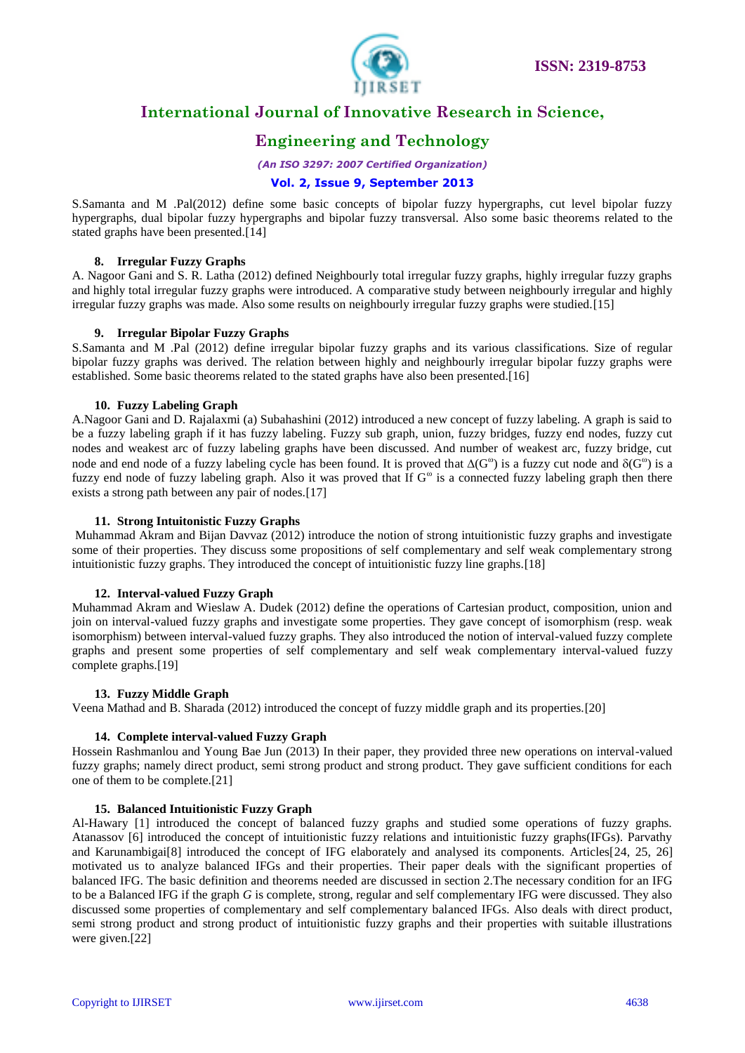S.Samanta and M .Pal(2012) define some basic concepts of bipolar fuzzy hypergraphs, cut level bipolar fuzzy hypergraphs, dual bipolar fuzzy hypergraphs and bipolar fuzzy transversal. Also some basic theorems related to the stated graphs have been presented.[14]

### 8. Irregular Fuzzy Graphs

A. Nagoor Gani and S. R. Latha (2012) defined Neighbourly total irregular fuzzy graphs, highly irregular fuzzy graphs and highly total irregular fuzzy graphs were introduced. A comparative study between neighbourly irregular and highly irregular fuzzy graphs was made. Also some results on neighbourly irregular fuzzy graphs were studied.[15]

### 9. Irregular Bipolar Fuzzy Graphs

S.Samanta and M .Pal (2012) define irregular bipolar fuzzy graphs and its various classifications. Size of regular bipolar fuzzy graphs was derived. The relation between highly and neighbourly irregular bipolar fuzzy graphs were established. Some basic theorems related to the stated graphs have also been presented.[16]

### 10. Fuzzy Labeling Graph

A.Nagoor Gani and D. Rajalaxmi (a) Subahashini (2012) introduced a new concept of fuzzy labeling. A graph is said to be a fuzzy labeling graph if it has fuzzy labeling. Fuzzy sub graph, union, fuzzy bridges, fuzzy end nodes, fuzzy cut nodes and weakest arc of fuzzy labeling graphs have been discussed. And number of weakest arc, fuzzy bridge, cut node and end node of a fuzzy labeling cycle has been found. It is proved that $\Delta(G^{\omega})$ is a fuzzy cut node and $\delta(G^{\omega})$ is a fuzzy end node of fuzzy labeling graph. Also it was proved that If $G^{\omega}$ is a connected fuzzy labeling graph then there exists a strong path between any pair of nodes.[17]

### 11. Strong Intuitonistic Fuzzy Graphs

Muhammad Akram and Bijan Davvaz (2012) introduce the notion of strong intuitionistic fuzzy graphs and investigate some of their properties. They discuss some propositions of self complementary and self weak complementary strong intuitionistic fuzzy graphs. They introduced the concept of intuitionistic fuzzy line graphs.[18]

### 12. Interval-valued Fuzzy Graph

Muhammad Akram and Wieslaw A. Dudek (2012) define the operations of Cartesian product, composition, union and join on interval-valued fuzzy graphs and investigate some properties. They gave concept of isomorphism (resp. weak isomorphism) between interval-valued fuzzy graphs. They also introduced the notion of interval-valued fuzzy complete graphs and present some properties of self complementary and self weak complementary interval-valued fuzzy complete graphs.[19]

### 13. Fuzzy Middle Graph

Veena Mathad and B. Sharada (2012) introduced the concept of fuzzy middle graph and its properties.[20]

### 14. Complete interval-valued Fuzzy Graph

Hossein Rashmanlou and Young Bae Jun (2013) In their paper, they provided three new operations on interval-valued fuzzy graphs; namely direct product, semi strong product and strong product. They gave sufficient conditions for each one of them to be complete.[21]

### 15. Balanced Intuitionistic Fuzzy Graph

Al-Hawary [1] introduced the concept of balanced fuzzy graphs and studied some operations of fuzzy graphs. Atanassov [6] introduced the concept of intuitionistic fuzzy relations and intuitionistic fuzzy graphs(IFGs). Parvathy and Karunambigai[8] introduced the concept of IFG elaborately and analysed its components. Articles[24, 25, 26] motivated us to analyze balanced IFGs and their properties. Their paper deals with the significant properties of balanced IFG. The basic definition and theorems needed are discussed in section 2.The necessary condition for an IFG to be a Balanced IFG if the graph *G* is complete, strong, regular and self complementary IFG were discussed. They also discussed some properties of complementary and self complementary balanced IFGs. Also deals with direct product, semi strong product and strong product of intuitionistic fuzzy graphs and their properties with suitable illustrations were given.[22]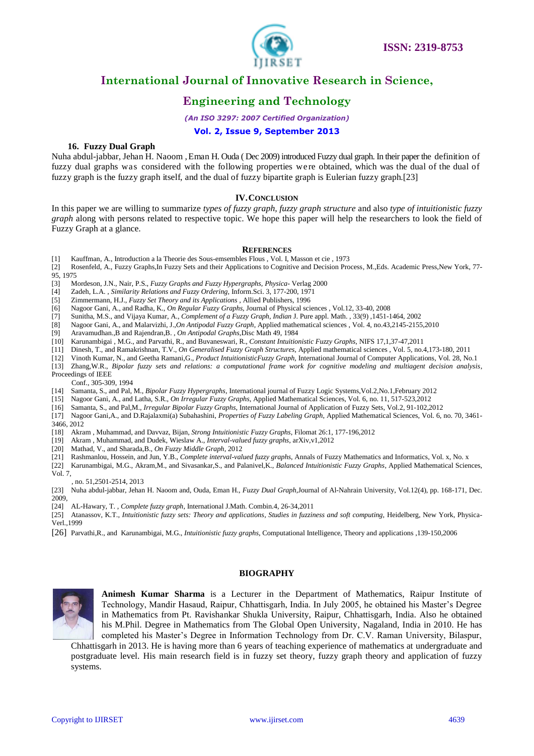### 16. Fuzzy Dual Graph

Nuha abdul-jabbar, Jehan H. Naoom , Eman H. Ouda ( Dec 2009) introduced Fuzzy dual graph. In their paper the definition of fuzzy dual graphs was considered with the following properties were obtained, which was the dual of the dual of fuzzy graph is the fuzzy graph itself, and the dual of fuzzy bipartite graph is Eulerian fuzzy graph.[23]

## IV. CONCLUSION

In this paper we are willing to summarize *types of fuzzy graph, fuzzy graph structure* and also *type of intuitionistic fuzzy graph* along with persons related to respective topic. We hope this paper will help the researchers to look the field of Fuzzy Graph at a glance.

## REFERENCES

[1] Kauffman, A., Introduction a la Theorie des Sous-emsembles Flous , Vol. I, Masson et cie , 1973

[2] Rosenfeld, A., Fuzzy Graphs,In Fuzzy Sets and their Applications to Cognitive and Decision Process, M.,Eds. Academic Press,New York, 77-95, 1975

[3] Mordeson, J.N., Nair, P.S., *Fuzzy Graphs and Fuzzy Hypergraphs, Physica*- Verlag 2000

[4] Zadeh, L.A. , *Similarity Relations and Fuzzy Ordering*, Inform.Sci. 3, 177-200, 1971

[5] Zimmermann, H.J., *Fuzzy Set Theory and its Applications* , Allied Publishers, 1996

[6] Nagoor Gani, A., and Radha, K., *On Regular Fuzzy Graphs*, Journal of Physical sciences , Vol.12, 33-40, 2008

[7] Sunitha, M.S., and Vijaya Kumar, A., *Complement of a Fuzzy Graph, Indian* J. Pure appl. Math. , 33(9) ,1451-1464, 2002

[8] Nagoor Gani, A., and Malarvizhi, J.,*On Antipodal Fuzzy Graph*, Applied mathematical sciences , Vol. 4, no.43,2145-2155,2010

[9] Aravamudhan.,B and Rajendran,B. , *On Antipodal Graphs*,Disc Math 49, 1984

[10] Karunambigai , M.G., and Parvathi, R., and Buvaneswari, R., *Constant Intuitionistic Fuzzy Graphs*, NIFS 17,1,37-47,2011

[11] Dinesh, T., and Ramakrishnan, T.V., *On Generalised Fuzzy Graph Structures*, Applied mathematical sciences , Vol. 5, no.4,173-180, 2011

[12] Vinoth Kumar, N., and Geetha Ramani,G., *Product IntuitionisticFuzzy Graph*, International Journal of Computer Applications, Vol. 28, No.1

[13] Zhang,W.R., *Bipolar fuzzy sets and relations: a computational frame work for cognitive modeling and multiagent decision analysis*, Proceedings of IEEE Conf., 305-309, 1994

[14] Samanta, S., and Pal, M., *Bipolar Fuzzy Hypergraphs*, International journal of Fuzzy Logic Systems,Vol.2,No.1,February 2012

[15] Nagoor Gani, A., and Latha, S.R., *On Irregular Fuzzy Graphs*, Applied Mathematical Sciences, Vol. 6, no. 11, 517-523,2012

[16] Samanta, S., and Pal,M., *Irregular Bipolar Fuzzy Graphs*, International Journal of Application of Fuzzy Sets, Vol.2, 91-102,2012

[17] Nagoor Gani,A., and D.Rajalaxmi(a) Subahashini, *Properties of Fuzzy Labeling Graph*, Applied Mathematical Sciences, Vol. 6, no. 70, 3461-3466, 2012

[18] Akram , Muhammad, and Davvaz, Bijan, *Strong Intuitionistic Fuzzy Graphs*, Filomat 26:1, 177-196,2012

[19] Akram , Muhammad, and Dudek, Wieslaw A., *Interval-valued fuzzy graphs*, arXiv,v1,2012

[20] Mathad, V., and Sharada,B., *On Fuzzy Middle Graph*, 2012

[21] Rashmanlou, Hossein, and Jun, Y.B., *Complete interval-valued fuzzy graphs*, Annals of Fuzzy Mathematics and Informatics, Vol. x, No. x

[22] Karunambigai, M.G., Akram,M., and Sivasankar,S., and Palanivel,K., *Balanced Intuitionistic Fuzzy Graphs*, Applied Mathematical Sciences, Vol. 7, , no. 51,2501-2514, 2013

[23] Nuha abdul-jabbar, Jehan H. Naoom and, Ouda, Eman H., *Fuzzy Dual Graph*,Journal of Al-Nahrain University, Vol.12(4), pp. 168-171, Dec. 2009,

[24] AL-Hawary, T. , *Complete fuzzy graph*, International J.Math. Combin.4, 26-34,2011

[25] Atanassov, K.T., *Intuitionistic fuzzy sets: Theory and applications*, *Studies in fuzziness and soft computing*, Heidelberg, New York, Physica-Verl.,1999

[26] Parvathi,R., and Karunambigai, M.G., *Intuitionistic fuzzy graphs*, Computational Intelligence, Theory and applications ,139-150,2006

## BIOGRAPHY

**Animesh Kumar Sharma** is a Lecturer in the Department of Mathematics, Raipur Institute of Technology, Mandir Hasaud, Raipur, Chhattisgarh, India. In July 2005, he obtained his Master's Degree in Mathematics from Pt. Ravishankar Shukla University, Raipur, Chhattisgarh, India. Also he obtained his M.Phil. Degree in Mathematics from The Global Open University, Nagaland, India in 2010. He has completed his Master's Degree in Information Technology from Dr. C.V. Raman University, Bilaspur, Chhattisgarh in 2013. He is having more than 6 years of teaching experience of mathematics at undergraduate and postgraduate level. His main research field is in fuzzy set theory, fuzzy graph theory and application of fuzzy systems.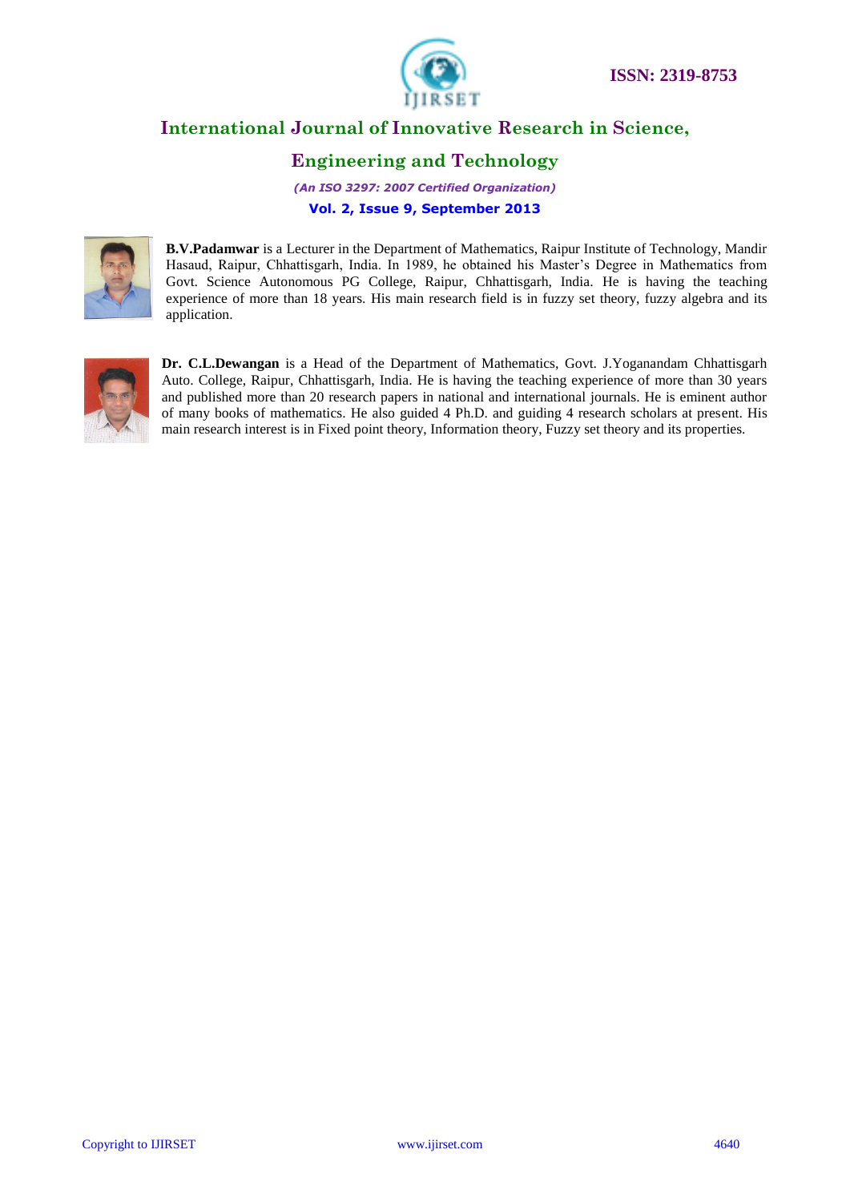**B.V.Padamwar** is a Lecturer in the Department of Mathematics, Raipur Institute of Technology, Mandir Hasaud, Raipur, Chhattisgarh, India. In 1989, he obtained his Master's Degree in Mathematics from Govt. Science Autonomous PG College, Raipur, Chhattisgarh, India. He is having the teaching experience of more than 18 years. His main research field is in fuzzy set theory, fuzzy algebra and its application.

**Dr. C.L.Dewangan** is a Head of the Department of Mathematics, Govt. J.Yoganandam Chhattisgarh Auto. College, Raipur, Chhattisgarh, India. He is having the teaching experience of more than 30 years and published more than 20 research papers in national and international journals. He is eminent author of many books of mathematics. He also guided 4 Ph.D. and guiding 4 research scholars at present. His main research interest is in Fixed point theory, Information theory, Fuzzy set theory and its properties.